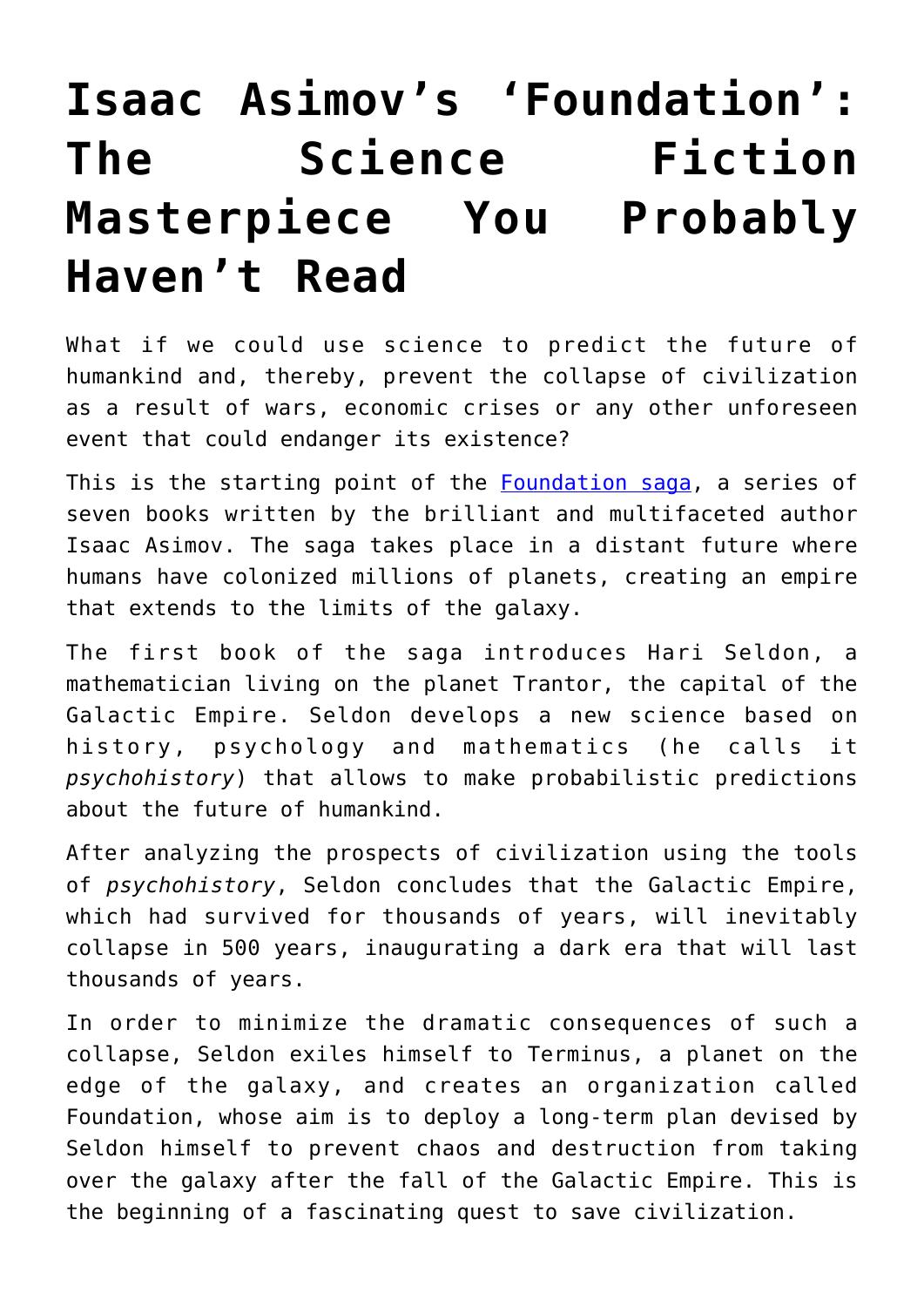# Isaac Asimov's 'Foundation': The Science Fiction Masterpiece You Probably Haven't Read

What if we could use science to predict the future of humankind and, thereby, prevent the collapse of civilization as a result of wars, economic crises or any other unforeseen event that could endanger its existence?

This is the starting point of the Foundation saga, a series of seven books written by the brilliant and multifaceted author Isaac Asimov. The saga takes place in a distant future where humans have colonized millions of planets, creating an empire that extends to the limits of the galaxy.

The first book of the saga introduces Hari Seldon, a mathematician living on the planet Trantor, the capital of the Galactic Empire. Seldon develops a new science based on history, psychology and mathematics (he calls it *psychohistory*) that allows to make probabilistic predictions about the future of humankind.

After analyzing the prospects of civilization using the tools of *psychohistory*, Seldon concludes that the Galactic Empire, which had survived for thousands of years, will inevitably collapse in 500 years, inaugurating a dark era that will last thousands of years.

In order to minimize the dramatic consequences of such a collapse, Seldon exiles himself to Terminus, a planet on the edge of the galaxy, and creates an organization called Foundation, whose aim is to deploy a long-term plan devised by Seldon himself to prevent chaos and destruction from taking over the galaxy after the fall of the Galactic Empire. This is the beginning of a fascinating quest to save civilization.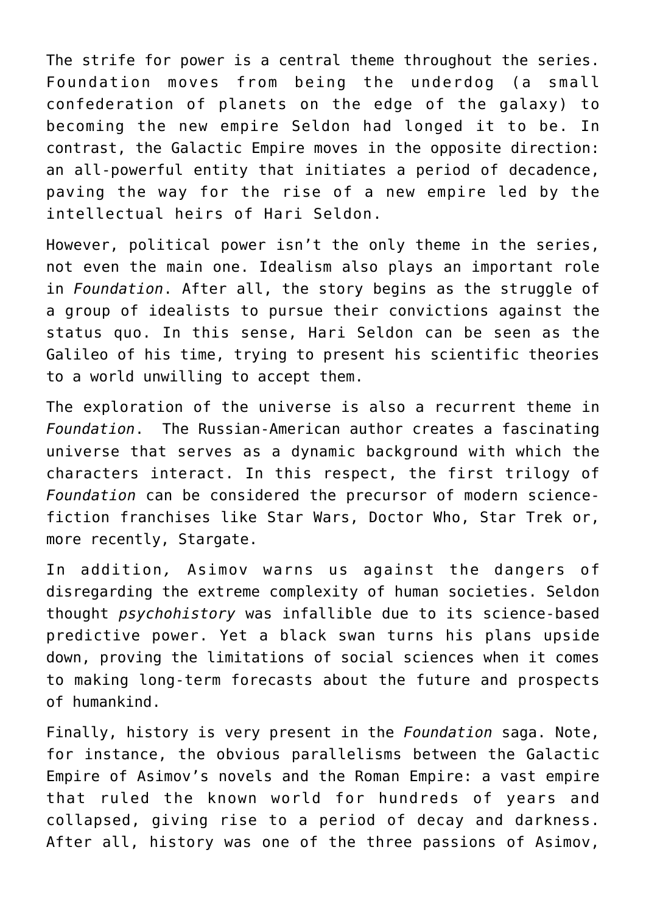The strife for power is a central theme throughout the series. Foundation moves from being the underdog (a small confederation of planets on the edge of the galaxy) to becoming the new empire Seldon had longed it to be. In contrast, the Galactic Empire moves in the opposite direction: an all-powerful entity that initiates a period of decadence, paving the way for the rise of a new empire led by the intellectual heirs of Hari Seldon.

However, political power isn't the only theme in the series, not even the main one. Idealism also plays an important role in *Foundation*. After all, the story begins as the struggle of a group of idealists to pursue their convictions against the status quo. In this sense, Hari Seldon can be seen as the Galileo of his time, trying to present his scientific theories to a world unwilling to accept them.

The exploration of the universe is also a recurrent theme in *Foundation*. The Russian-American author creates a fascinating universe that serves as a dynamic background with which the characters interact. In this respect, the first trilogy of *Foundation* can be considered the precursor of modern science-fiction franchises like Star Wars, Doctor Who, Star Trek or, more recently, Stargate.

In addition, Asimov warns us against the dangers of disregarding the extreme complexity of human societies. Seldon thought *psychohistory* was infallible due to its science-based predictive power. Yet a black swan turns his plans upside down, proving the limitations of social sciences when it comes to making long-term forecasts about the future and prospects of humankind.

Finally, history is very present in the *Foundation* saga. Note, for instance, the obvious parallelisms between the Galactic Empire of Asimov's novels and the Roman Empire: a vast empire that ruled the known world for hundreds of years and collapsed, giving rise to a period of decay and darkness. After all, history was one of the three passions of Asimov,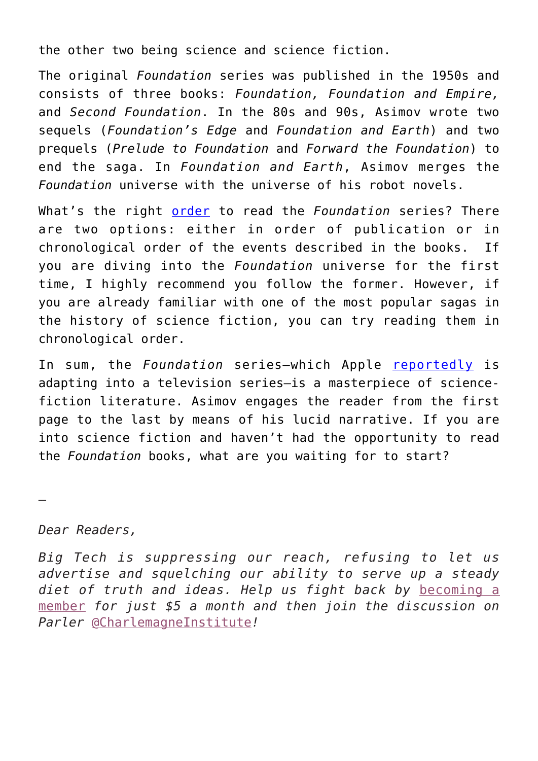the other two being science and science fiction.

The original *Foundation* series was published in the 1950s and consists of three books: *Foundation, Foundation and Empire,* and *Second Foundation*. In the 80s and 90s, Asimov wrote two sequels (*Foundation's Edge* and *Foundation and Earth*) and two prequels (*Prelude to Foundation* and *Forward the Foundation*) to end the saga. In *Foundation and Earth*, Asimov merges the *Foundation* universe with the universe of his robot novels.

What's the right order to read the *Foundation* series? There are two options: either in order of publication or in chronological order of the events described in the books. If you are diving into the *Foundation* universe for the first time, I highly recommend you follow the former. However, if you are already familiar with one of the most popular sagas in the history of science fiction, you can try reading them in chronological order.

In sum, the *Foundation* series—which Apple reportedly is adapting into a television series—is a masterpiece of science-fiction literature. Asimov engages the reader from the first page to the last by means of his lucid narrative. If you are into science fiction and haven't had the opportunity to read the *Foundation* books, what are you waiting for to start?

—

*Dear Readers,*

*Big Tech is suppressing our reach, refusing to let us advertise and squelching our ability to serve up a steady diet of truth and ideas. Help us fight back by becoming a member for just $5 a month and then join the discussion on Parler @CharlemagneInstitute!*